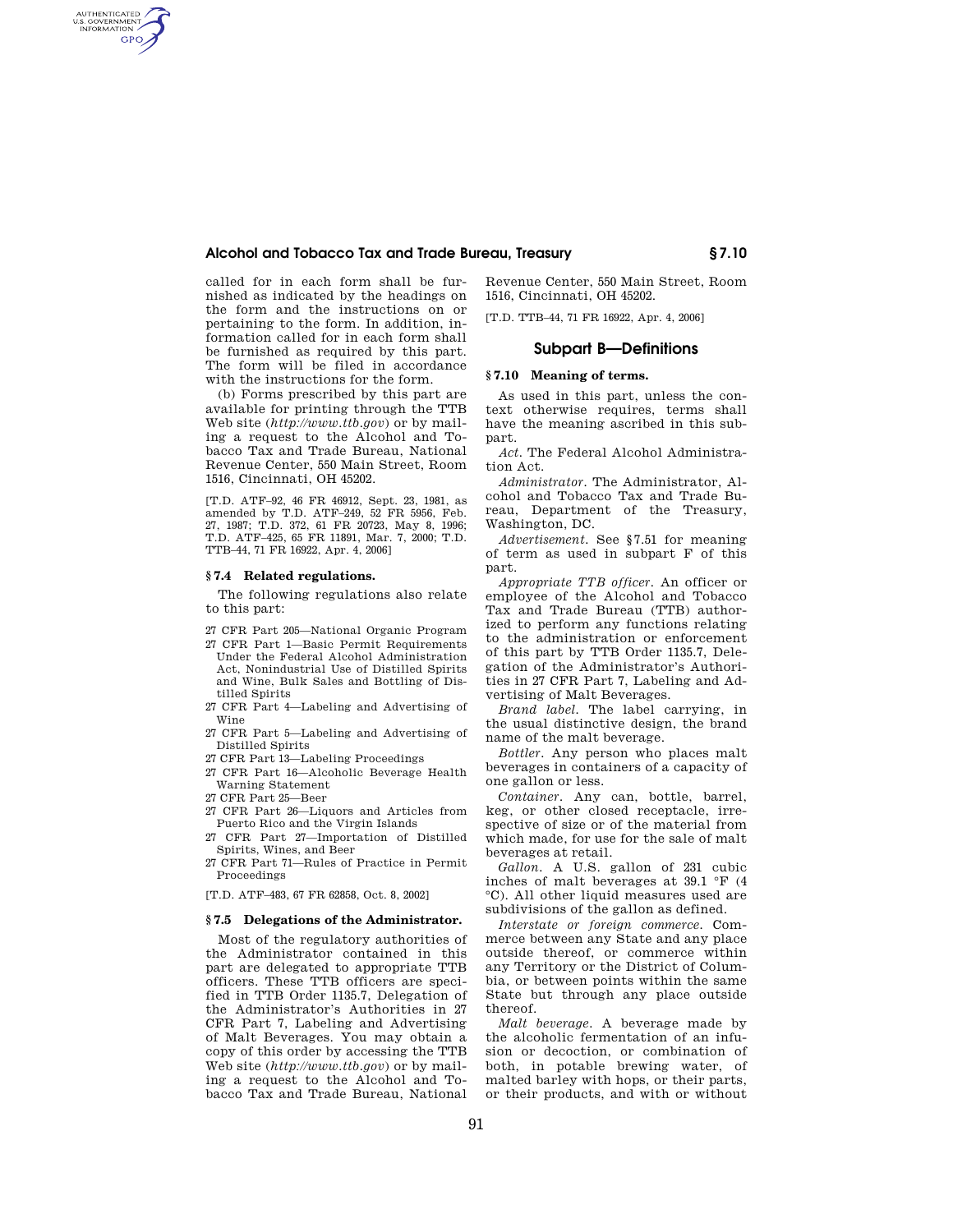called for in each form shall be furnished as indicated by the headings on the form and the instructions on or pertaining to the form. In addition, information called for in each form shall be furnished as required by this part. The form will be filed in accordance with the instructions for the form.

(b) Forms prescribed by this part are available for printing through the TTB Web site (*http://www.ttb.gov*) or by mailing a request to the Alcohol and Tobacco Tax and Trade Bureau, National Revenue Center, 550 Main Street, Room 1516, Cincinnati, OH 45202.

[T.D. ATF–92, 46 FR 46912, Sept. 23, 1981, as amended by T.D. ATF–249, 52 FR 5956, Feb. 27, 1987; T.D. 372, 61 FR 20723, May 8, 1996; T.D. ATF–425, 65 FR 11891, Mar. 7, 2000; T.D. TTB–44, 71 FR 16922, Apr. 4, 2006]

### § 7.4 Related regulations.

The following regulations also relate to this part:

- 27 CFR Part 205—National Organic Program
- 27 CFR Part 1—Basic Permit Requirements Under the Federal Alcohol Administration Act, Nonindustrial Use of Distilled Spirits and Wine, Bulk Sales and Bottling of Distilled Spirits
- 27 CFR Part 4—Labeling and Advertising of Wine
- 27 CFR Part 5—Labeling and Advertising of Distilled Spirits
- 27 CFR Part 13—Labeling Proceedings
- 27 CFR Part 16—Alcoholic Beverage Health Warning Statement
- 27 CFR Part 25—Beer
- 27 CFR Part 26—Liquors and Articles from Puerto Rico and the Virgin Islands
- 27 CFR Part 27—Importation of Distilled Spirits, Wines, and Beer
- 27 CFR Part 71—Rules of Practice in Permit Proceedings

[T.D. ATF–483, 67 FR 62858, Oct. 8, 2002]

### § 7.5 Delegations of the Administrator.

Most of the regulatory authorities of the Administrator contained in this part are delegated to appropriate TTB officers. These TTB officers are specified in TTB Order 1135.7, Delegation of the Administrator's Authorities in 27 CFR Part 7, Labeling and Advertising of Malt Beverages. You may obtain a copy of this order by accessing the TTB Web site (*http://www.ttb.gov*) or by mailing a request to the Alcohol and Tobacco Tax and Trade Bureau, National Revenue Center, 550 Main Street, Room 1516, Cincinnati, OH 45202.

[T.D. TTB–44, 71 FR 16922, Apr. 4, 2006]

## Subpart B—Definitions

### § 7.10 Meaning of terms.

As used in this part, unless the context otherwise requires, terms shall have the meaning ascribed in this subpart.

*Act.* The Federal Alcohol Administration Act.

*Administrator.* The Administrator, Alcohol and Tobacco Tax and Trade Bureau, Department of the Treasury, Washington, DC.

*Advertisement.* See §7.51 for meaning of term as used in subpart F of this part.

*Appropriate TTB officer.* An officer or employee of the Alcohol and Tobacco Tax and Trade Bureau (TTB) authorized to perform any functions relating to the administration or enforcement of this part by TTB Order 1135.7, Delegation of the Administrator's Authorities in 27 CFR Part 7, Labeling and Advertising of Malt Beverages.

*Brand label.* The label carrying, in the usual distinctive design, the brand name of the malt beverage.

*Bottler.* Any person who places malt beverages in containers of a capacity of one gallon or less.

*Container.* Any can, bottle, barrel, keg, or other closed receptacle, irrespective of size or of the material from which made, for use for the sale of malt beverages at retail.

*Gallon.* A U.S. gallon of 231 cubic inches of malt beverages at 39.1 °F (4 °C). All other liquid measures used are subdivisions of the gallon as defined.

*Interstate or foreign commerce.* Commerce between any State and any place outside thereof, or commerce within any Territory or the District of Columbia, or between points within the same State but through any place outside thereof.

*Malt beverage.* A beverage made by the alcoholic fermentation of an infusion or decoction, or combination of both, in potable brewing water, of malted barley with hops, or their parts, or their products, and with or without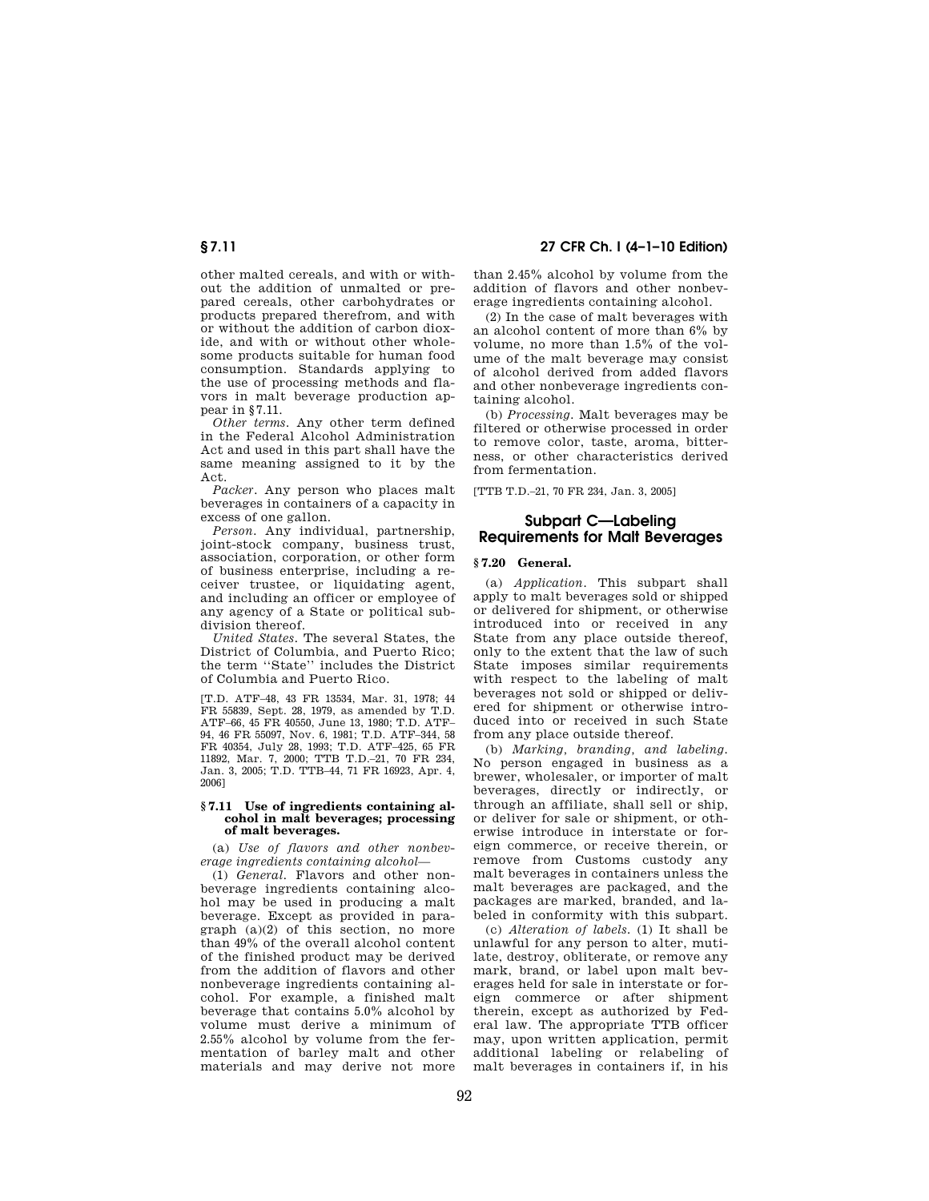other malted cereals, and with or without the addition of unmalted or prepared cereals, other carbohydrates or products prepared therefrom, and with or without the addition of carbon dioxide, and with or without other wholesome products suitable for human food consumption. Standards applying to the use of processing methods and flavors in malt beverage production appear in §7.11.

*Other terms.* Any other term defined in the Federal Alcohol Administration Act and used in this part shall have the same meaning assigned to it by the Act.

*Packer.* Any person who places malt beverages in containers of a capacity in excess of one gallon.

*Person.* Any individual, partnership, joint-stock company, business trust, association, corporation, or other form of business enterprise, including a receiver trustee, or liquidating agent, and including an officer or employee of any agency of a State or political subdivision thereof.

*United States.* The several States, the District of Columbia, and Puerto Rico; the term ''State'' includes the District of Columbia and Puerto Rico.

[T.D. ATF–48, 43 FR 13534, Mar. 31, 1978; 44 FR 55839, Sept. 28, 1979, as amended by T.D. ATF–66, 45 FR 40550, June 13, 1980; T.D. ATF–94, 46 FR 55097, Nov. 6, 1981; T.D. ATF–344, 58 FR 40354, July 28, 1993; T.D. ATF–425, 65 FR 11892, Mar. 7, 2000; TTB T.D.–21, 70 FR 234, Jan. 3, 2005; T.D. TTB–44, 71 FR 16923, Apr. 4, 2006]

### §7.11 Use of ingredients containing alcohol in malt beverages; processing of malt beverages.

(a) *Use of flavors and other nonbeverage ingredients containing alcohol*—

(1) *General.* Flavors and other nonbeverage ingredients containing alcohol may be used in producing a malt beverage. Except as provided in paragraph (a)(2) of this section, no more than 49% of the overall alcohol content of the finished product may be derived from the addition of flavors and other nonbeverage ingredients containing alcohol. For example, a finished malt beverage that contains 5.0% alcohol by volume must derive a minimum of 2.55% alcohol by volume from the fermentation of barley malt and other materials and may derive not more than 2.45% alcohol by volume from the addition of flavors and other nonbeverage ingredients containing alcohol.

(2) In the case of malt beverages with an alcohol content of more than 6% by volume, no more than 1.5% of the volume of the malt beverage may consist of alcohol derived from added flavors and other nonbeverage ingredients containing alcohol.

(b) *Processing.* Malt beverages may be filtered or otherwise processed in order to remove color, taste, aroma, bitterness, or other characteristics derived from fermentation.

[TTB T.D.–21, 70 FR 234, Jan. 3, 2005]

## Subpart C—Labeling Requirements for Malt Beverages

### §7.20 General.

(a) *Application.* This subpart shall apply to malt beverages sold or shipped or delivered for shipment, or otherwise introduced into or received in any State from any place outside thereof, only to the extent that the law of such State imposes similar requirements with respect to the labeling of malt beverages not sold or shipped or delivered for shipment or otherwise introduced into or received in such State from any place outside thereof.

(b) *Marking, branding, and labeling.* No person engaged in business as a brewer, wholesaler, or importer of malt beverages, directly or indirectly, or through an affiliate, shall sell or ship, or deliver for sale or shipment, or otherwise introduce in interstate or foreign commerce, or receive therein, or remove from Customs custody any malt beverages in containers unless the malt beverages are packaged, and the packages are marked, branded, and labeled in conformity with this subpart.

(c) *Alteration of labels.* (1) It shall be unlawful for any person to alter, mutilate, destroy, obliterate, or remove any mark, brand, or label upon malt beverages held for sale in interstate or foreign commerce or after shipment therein, except as authorized by Federal law. The appropriate TTB officer may, upon written application, permit additional labeling or relabeling of malt beverages in containers if, in his